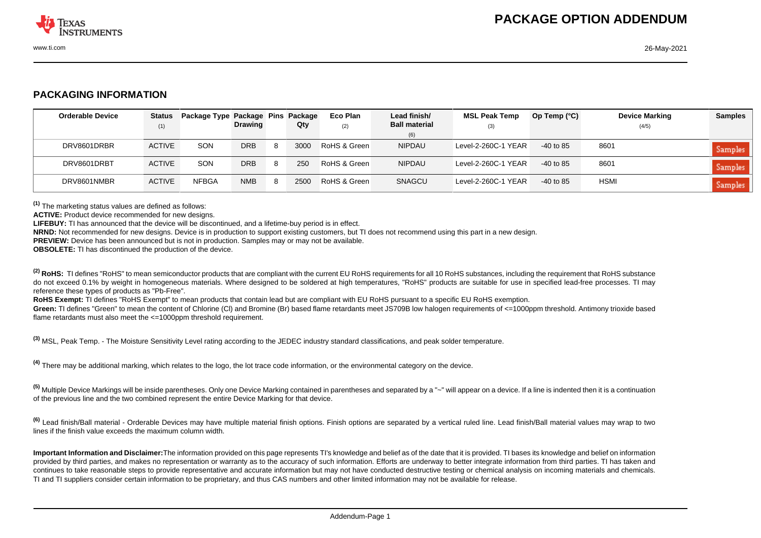# PACKAGE OPTION ADDENDUM

## PACKAGING INFORMATION

| Orderable Device | Status (1) | Package Type | Package Drawing | Pins | Package Qty | Eco Plan (2) | Lead finish/ Ball material (6) | MSL Peak Temp (3) | Op Temp (°C) | Device Marking (4/5) | Samples |
|---|---|---|---|---|---|---|---|---|---|---|---|
| DRV8601DRBR | ACTIVE | SON | DRB | 8 | 3000 | RoHS & Green | NIPDAU | Level-2-260C-1 YEAR | -40 to 85 | 8601 | Samples |
| DRV8601DRBT | ACTIVE | SON | DRB | 8 | 250 | RoHS & Green | NIPDAU | Level-2-260C-1 YEAR | -40 to 85 | 8601 | Samples |
| DRV8601NMBR | ACTIVE | NFBGA | NMB | 8 | 2500 | RoHS & Green | SNAGCU | Level-2-260C-1 YEAR | -40 to 85 | HSMI | Samples |

(1) The marketing status values are defined as follows:
**ACTIVE:** Product device recommended for new designs.
**LIFEBUY:** TI has announced that the device will be discontinued, and a lifetime-buy period is in effect.
**NRND:** Not recommended for new designs. Device is in production to support existing customers, but TI does not recommend using this part in a new design.
**PREVIEW:** Device has been announced but is not in production. Samples may or may not be available.
**OBSOLETE:** TI has discontinued the production of the device.

(2) **RoHS:** TI defines "RoHS" to mean semiconductor products that are compliant with the current EU RoHS requirements for all 10 RoHS substances, including the requirement that RoHS substance do not exceed 0.1% by weight in homogeneous materials. Where designed to be soldered at high temperatures, "RoHS" products are suitable for use in specified lead-free processes. TI may reference these types of products as "Pb-Free".
**RoHS Exempt:** TI defines "RoHS Exempt" to mean products that contain lead but are compliant with EU RoHS pursuant to a specific EU RoHS exemption.
**Green:** TI defines "Green" to mean the content of Chlorine (Cl) and Bromine (Br) based flame retardants meet JS709B low halogen requirements of <=1000ppm threshold. Antimony trioxide based flame retardants must also meet the <=1000ppm threshold requirement.

(3) MSL, Peak Temp. - The Moisture Sensitivity Level rating according to the JEDEC industry standard classifications, and peak solder temperature.

(4) There may be additional marking, which relates to the logo, the lot trace code information, or the environmental category on the device.

(5) Multiple Device Markings will be inside parentheses. Only one Device Marking contained in parentheses and separated by a "~" will appear on a device. If a line is indented then it is a continuation of the previous line and the two combined represent the entire Device Marking for that device.

(6) Lead finish/Ball material - Orderable Devices may have multiple material finish options. Finish options are separated by a vertical ruled line. Lead finish/Ball material values may wrap to two lines if the finish value exceeds the maximum column width.

**Important Information and Disclaimer:** The information provided on this page represents TI's knowledge and belief as of the date that it is provided. TI bases its knowledge and belief on information provided by third parties, and makes no representation or warranty as to the accuracy of such information. Efforts are underway to better integrate information from third parties. TI has taken and continues to take reasonable steps to provide representative and accurate information but may not have conducted destructive testing or chemical analysis on incoming materials and chemicals. TI and TI suppliers consider certain information to be proprietary, and thus CAS numbers and other limited information may not be available for release.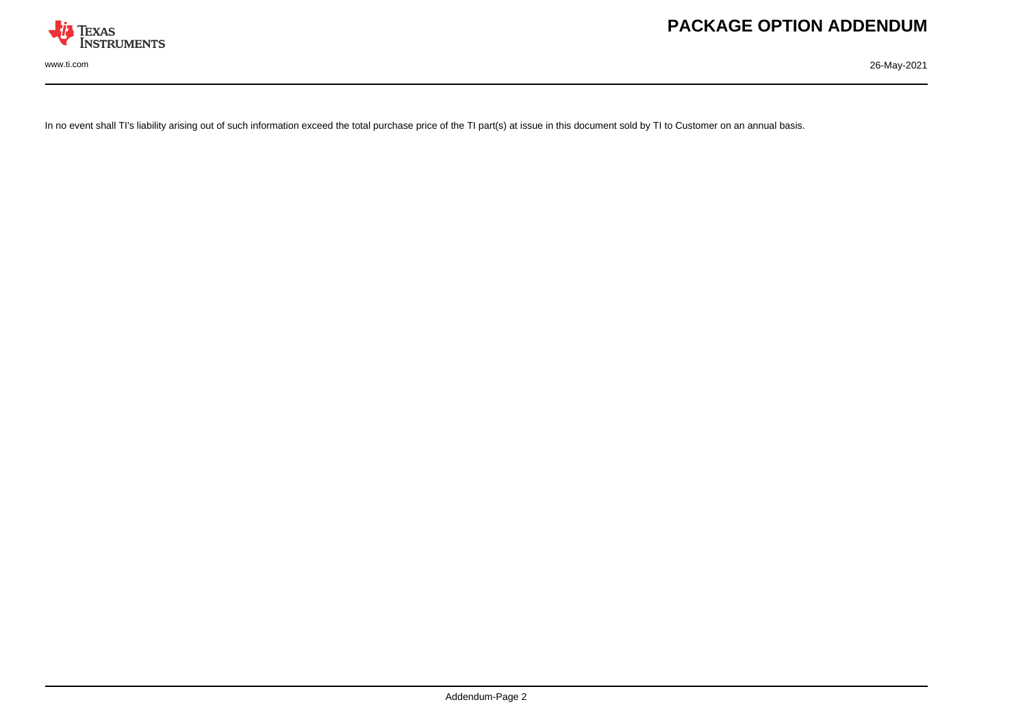In no event shall TI's liability arising out of such information exceed the total purchase price of the TI part(s) at issue in this document sold by TI to Customer on an annual basis.